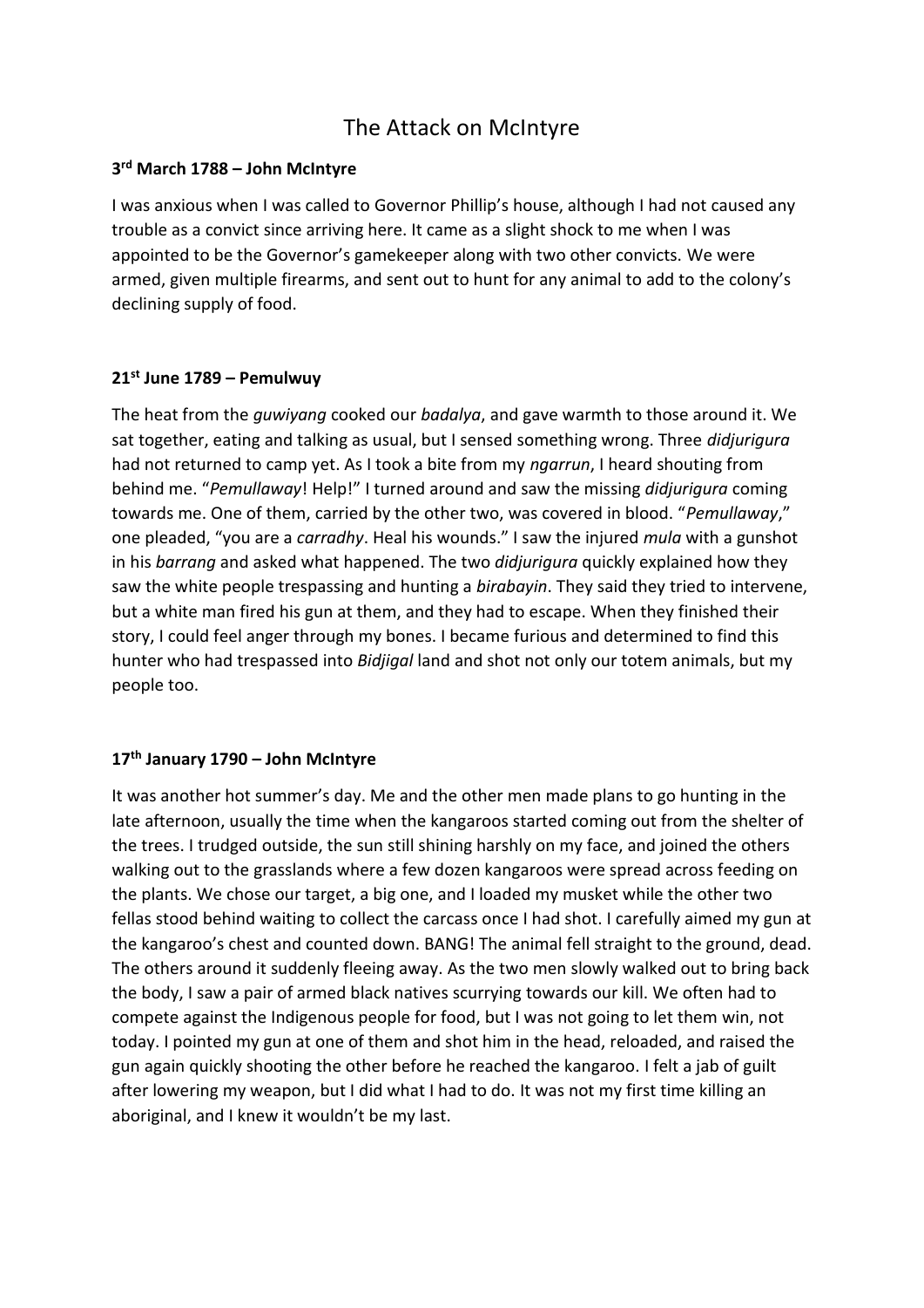# The Attack on McIntyre

**3rd March 1788 – John McIntyre**

I was anxious when I was called to Governor Phillip's house, although I had not caused any trouble as a convict since arriving here. It came as a slight shock to me when I was appointed to be the Governor's gamekeeper along with two other convicts. We were armed, given multiple firearms, and sent out to hunt for any animal to add to the colony's declining supply of food.

**21st June 1789 – Pemulwuy**

The heat from the *guwiyang* cooked our *badalya*, and gave warmth to those around it. We sat together, eating and talking as usual, but I sensed something wrong. Three *didjurigura* had not returned to camp yet. As I took a bite from my *ngarrun*, I heard shouting from behind me. "*Pemullaway*! Help!" I turned around and saw the missing *didjurigura* coming towards me. One of them, carried by the other two, was covered in blood. "*Pemullaway*," one pleaded, "you are a *carradhy*. Heal his wounds." I saw the injured *mula* with a gunshot in his *barrang* and asked what happened. The two *didjurigura* quickly explained how they saw the white people trespassing and hunting a *birabayin*. They said they tried to intervene, but a white man fired his gun at them, and they had to escape. When they finished their story, I could feel anger through my bones. I became furious and determined to find this hunter who had trespassed into *Bidjigal* land and shot not only our totem animals, but my people too.

**17th January 1790 – John McIntyre**

It was another hot summer's day. Me and the other men made plans to go hunting in the late afternoon, usually the time when the kangaroos started coming out from the shelter of the trees. I trudged outside, the sun still shining harshly on my face, and joined the others walking out to the grasslands where a few dozen kangaroos were spread across feeding on the plants. We chose our target, a big one, and I loaded my musket while the other two fellas stood behind waiting to collect the carcass once I had shot. I carefully aimed my gun at the kangaroo's chest and counted down. BANG! The animal fell straight to the ground, dead. The others around it suddenly fleeing away. As the two men slowly walked out to bring back the body, I saw a pair of armed black natives scurrying towards our kill. We often had to compete against the Indigenous people for food, but I was not going to let them win, not today. I pointed my gun at one of them and shot him in the head, reloaded, and raised the gun again quickly shooting the other before he reached the kangaroo. I felt a jab of guilt after lowering my weapon, but I did what I had to do. It was not my first time killing an aboriginal, and I knew it wouldn't be my last.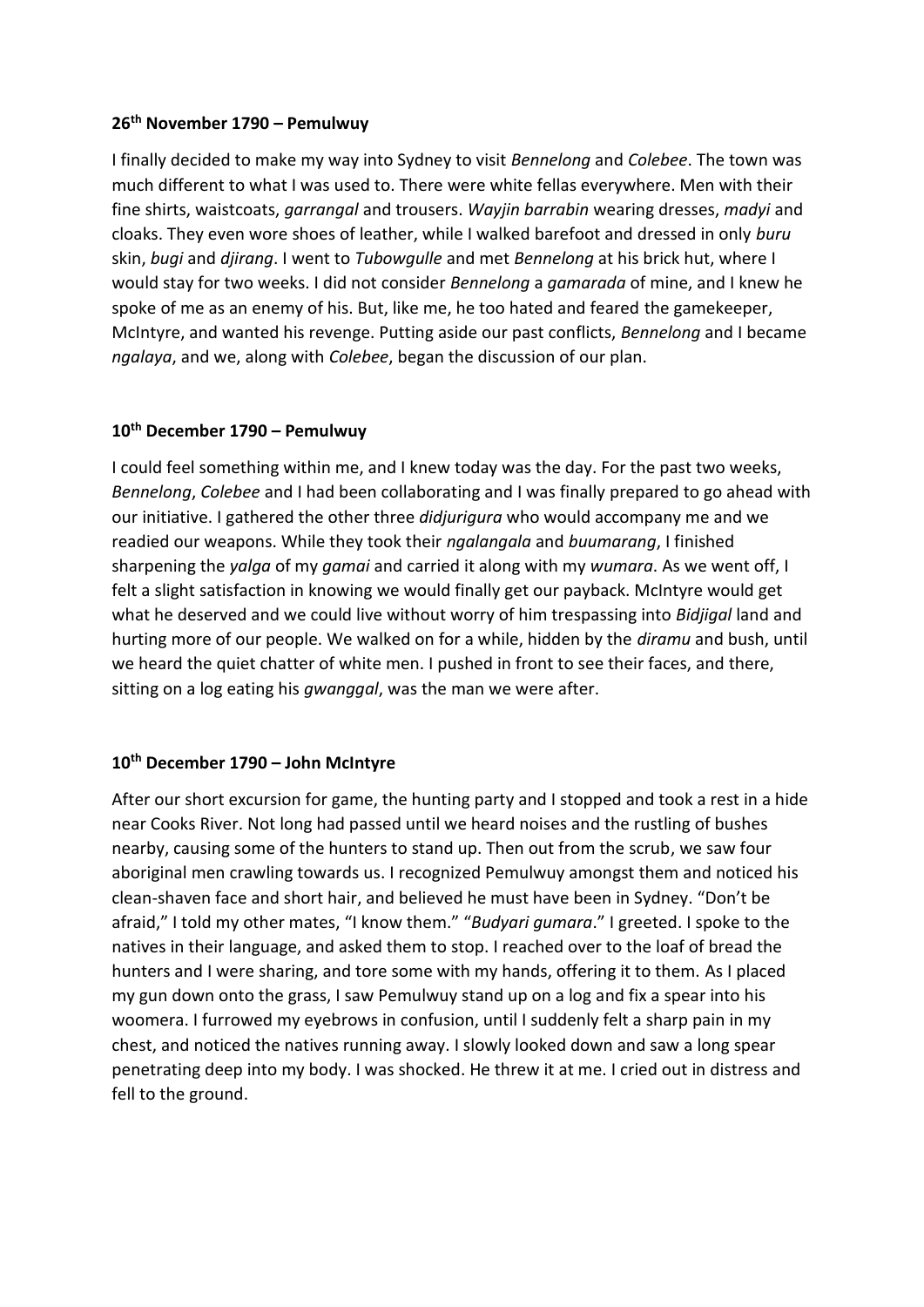**26th November 1790 – Pemulwuy**

I finally decided to make my way into Sydney to visit *Bennelong* and *Colebee*. The town was much different to what I was used to. There were white fellas everywhere. Men with their fine shirts, waistcoats, *garrangal* and trousers. *Wayjin barrabin* wearing dresses, *madyi* and cloaks. They even wore shoes of leather, while I walked barefoot and dressed in only *buru* skin, *bugi* and *djirang*. I went to *Tubowgulle* and met *Bennelong* at his brick hut, where I would stay for two weeks. I did not consider *Bennelong* a *gamarada* of mine, and I knew he spoke of me as an enemy of his. But, like me, he too hated and feared the gamekeeper, McIntyre, and wanted his revenge. Putting aside our past conflicts, *Bennelong* and I became *ngalaya*, and we, along with *Colebee*, began the discussion of our plan.

**10th December 1790 – Pemulwuy**

I could feel something within me, and I knew today was the day. For the past two weeks, *Bennelong*, *Colebee* and I had been collaborating and I was finally prepared to go ahead with our initiative. I gathered the other three *didjurigura* who would accompany me and we readied our weapons. While they took their *ngalangala* and *buumarang*, I finished sharpening the *yalga* of my *gamai* and carried it along with my *wumara*. As we went off, I felt a slight satisfaction in knowing we would finally get our payback. McIntyre would get what he deserved and we could live without worry of him trespassing into *Bidjigal* land and hurting more of our people. We walked on for a while, hidden by the *diramu* and bush, until we heard the quiet chatter of white men. I pushed in front to see their faces, and there, sitting on a log eating his *gwanggal*, was the man we were after.

**10th December 1790 – John McIntyre**

After our short excursion for game, the hunting party and I stopped and took a rest in a hide near Cooks River. Not long had passed until we heard noises and the rustling of bushes nearby, causing some of the hunters to stand up. Then out from the scrub, we saw four aboriginal men crawling towards us. I recognized Pemulwuy amongst them and noticed his clean-shaven face and short hair, and believed he must have been in Sydney. "Don't be afraid," I told my other mates, "I know them." "*Budyari gumara*." I greeted. I spoke to the natives in their language, and asked them to stop. I reached over to the loaf of bread the hunters and I were sharing, and tore some with my hands, offering it to them. As I placed my gun down onto the grass, I saw Pemulwuy stand up on a log and fix a spear into his woomera. I furrowed my eyebrows in confusion, until I suddenly felt a sharp pain in my chest, and noticed the natives running away. I slowly looked down and saw a long spear penetrating deep into my body. I was shocked. He threw it at me. I cried out in distress and fell to the ground.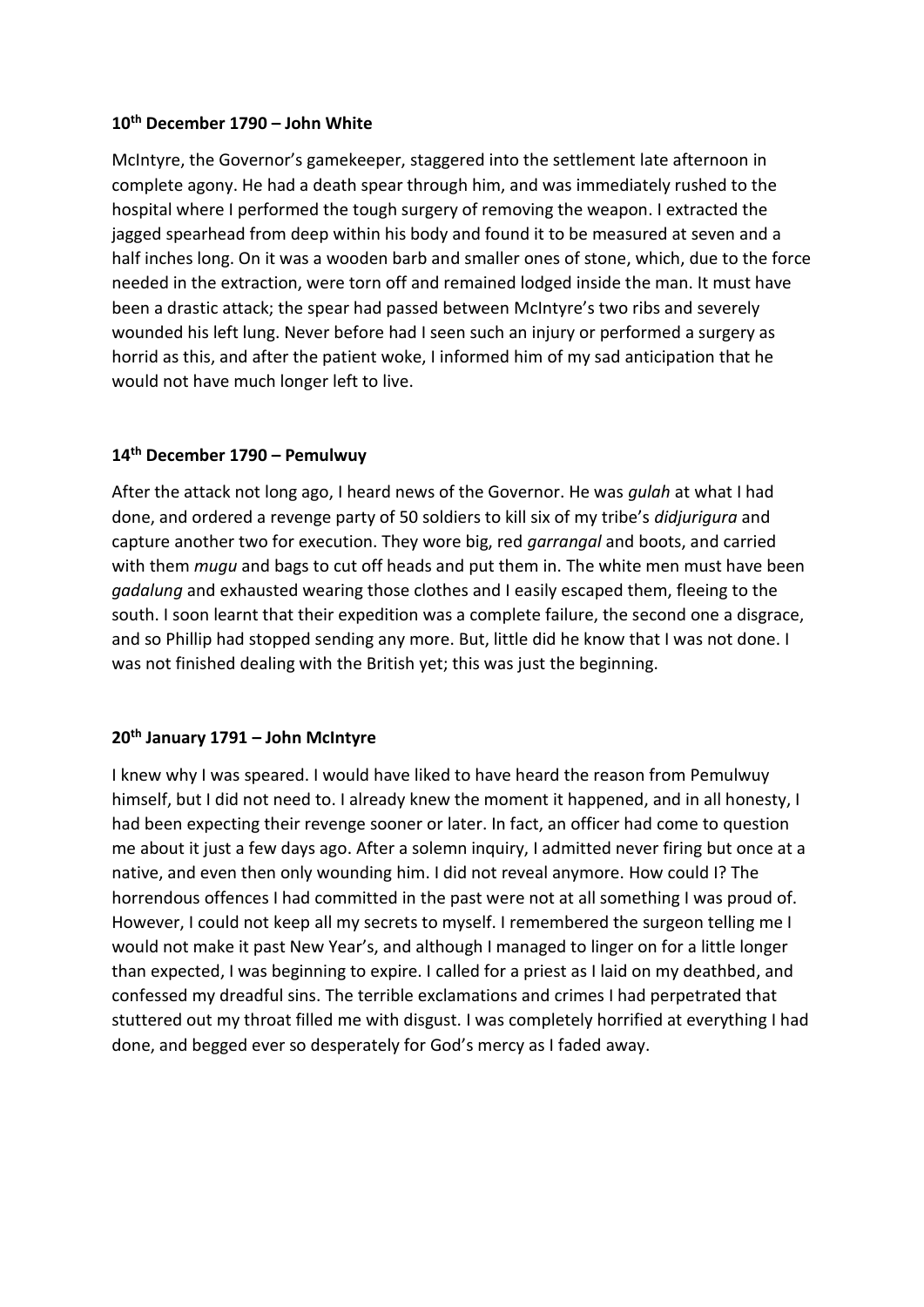**10th December 1790 – John White**

McIntyre, the Governor's gamekeeper, staggered into the settlement late afternoon in complete agony. He had a death spear through him, and was immediately rushed to the hospital where I performed the tough surgery of removing the weapon. I extracted the jagged spearhead from deep within his body and found it to be measured at seven and a half inches long. On it was a wooden barb and smaller ones of stone, which, due to the force needed in the extraction, were torn off and remained lodged inside the man. It must have been a drastic attack; the spear had passed between McIntyre's two ribs and severely wounded his left lung. Never before had I seen such an injury or performed a surgery as horrid as this, and after the patient woke, I informed him of my sad anticipation that he would not have much longer left to live.

**14th December 1790 – Pemulwuy**

After the attack not long ago, I heard news of the Governor. He was *gulah* at what I had done, and ordered a revenge party of 50 soldiers to kill six of my tribe's *didjurigura* and capture another two for execution. They wore big, red *garrangal* and boots, and carried with them *mugu* and bags to cut off heads and put them in. The white men must have been *gadalung* and exhausted wearing those clothes and I easily escaped them, fleeing to the south. I soon learnt that their expedition was a complete failure, the second one a disgrace, and so Phillip had stopped sending any more. But, little did he know that I was not done. I was not finished dealing with the British yet; this was just the beginning.

**20th January 1791 – John McIntyre**

I knew why I was speared. I would have liked to have heard the reason from Pemulwuy himself, but I did not need to. I already knew the moment it happened, and in all honesty, I had been expecting their revenge sooner or later. In fact, an officer had come to question me about it just a few days ago. After a solemn inquiry, I admitted never firing but once at a native, and even then only wounding him. I did not reveal anymore. How could I? The horrendous offences I had committed in the past were not at all something I was proud of. However, I could not keep all my secrets to myself. I remembered the surgeon telling me I would not make it past New Year's, and although I managed to linger on for a little longer than expected, I was beginning to expire. I called for a priest as I laid on my deathbed, and confessed my dreadful sins. The terrible exclamations and crimes I had perpetrated that stuttered out my throat filled me with disgust. I was completely horrified at everything I had done, and begged ever so desperately for God's mercy as I faded away.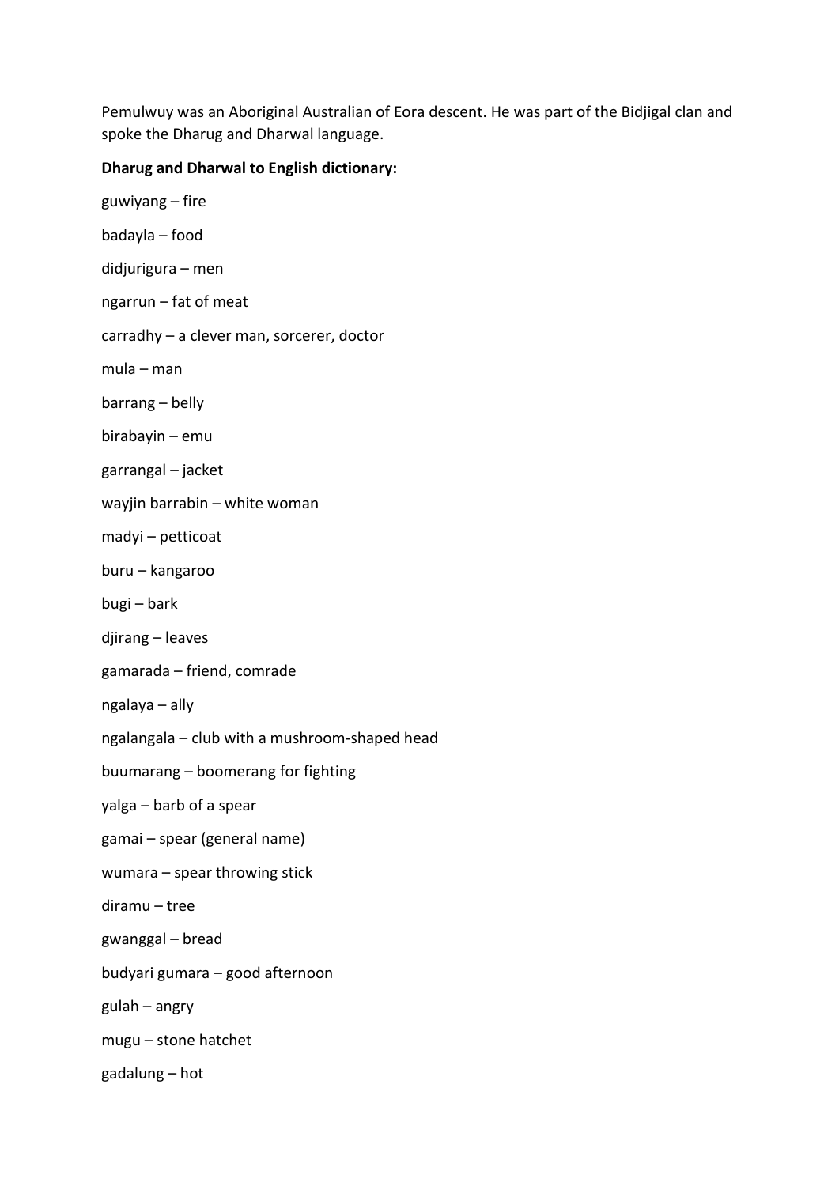Pemulwuy was an Aboriginal Australian of Eora descent. He was part of the Bidjigal clan and spoke the Dharug and Dharwal language.

**Dharug and Dharwal to English dictionary:**

guwiyang – fire

badayla – food

didjurigura – men

ngarrun – fat of meat

carradhy – a clever man, sorcerer, doctor

mula – man

barrang – belly

birabayin – emu

garrangal – jacket

wayjin barrabin – white woman

madyi – petticoat

buru – kangaroo

bugi – bark

djirang – leaves

gamarada – friend, comrade

ngalaya – ally

ngalangala – club with a mushroom-shaped head

buumarang – boomerang for fighting

yalga – barb of a spear

gamai – spear (general name)

wumara – spear throwing stick

diramu – tree

gwanggal – bread

budyari gumara – good afternoon

gulah – angry

mugu – stone hatchet

gadalung – hot